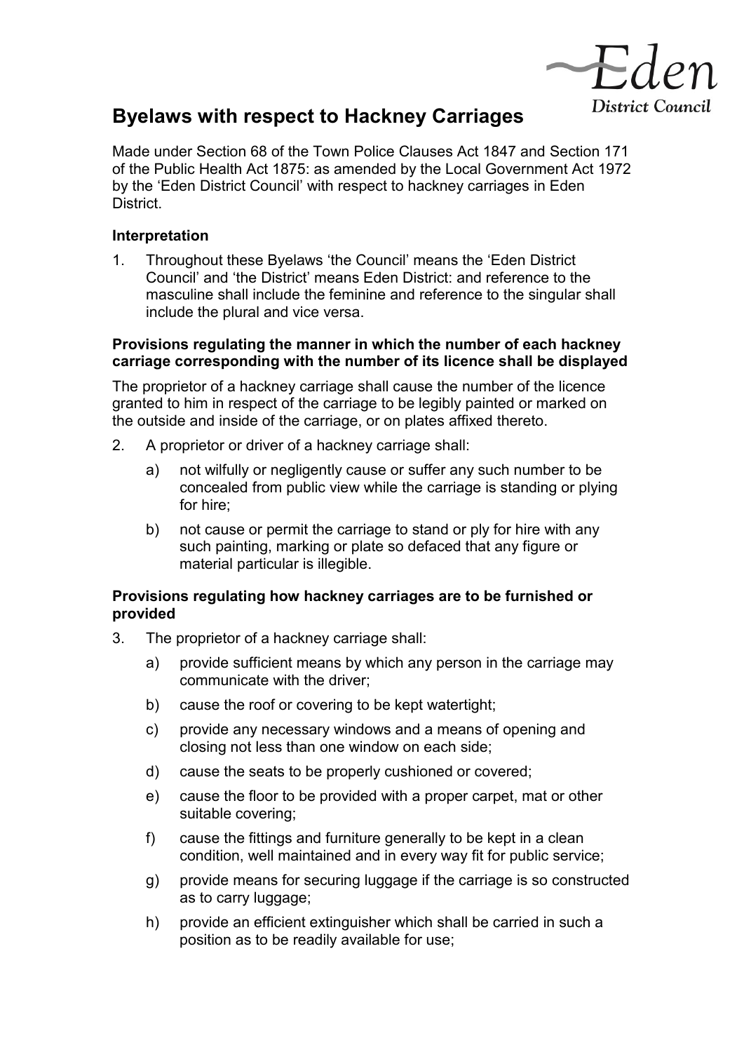Eden District Council

# Byelaws with respect to Hackney Carriages

Made under Section 68 of the Town Police Clauses Act 1847 and Section 171 of the Public Health Act 1875: as amended by the Local Government Act 1972 by the 'Eden District Council' with respect to hackney carriages in Eden District.

### Interpretation

1. Throughout these Byelaws 'the Council' means the 'Eden District Council' and 'the District' means Eden District: and reference to the masculine shall include the feminine and reference to the singular shall include the plural and vice versa.

### Provisions regulating the manner in which the number of each hackney carriage corresponding with the number of its licence shall be displayed

The proprietor of a hackney carriage shall cause the number of the licence granted to him in respect of the carriage to be legibly painted or marked on the outside and inside of the carriage, or on plates affixed thereto.

2. A proprietor or driver of a hackney carriage shall:
   a) not wilfully or negligently cause or suffer any such number to be concealed from public view while the carriage is standing or plying for hire;
   b) not cause or permit the carriage to stand or ply for hire with any such painting, marking or plate so defaced that any figure or material particular is illegible.

### Provisions regulating how hackney carriages are to be furnished or provided

3. The proprietor of a hackney carriage shall:
   a) provide sufficient means by which any person in the carriage may communicate with the driver;
   b) cause the roof or covering to be kept watertight;
   c) provide any necessary windows and a means of opening and closing not less than one window on each side;
   d) cause the seats to be properly cushioned or covered;
   e) cause the floor to be provided with a proper carpet, mat or other suitable covering;
   f) cause the fittings and furniture generally to be kept in a clean condition, well maintained and in every way fit for public service;
   g) provide means for securing luggage if the carriage is so constructed as to carry luggage;
   h) provide an efficient extinguisher which shall be carried in such a position as to be readily available for use;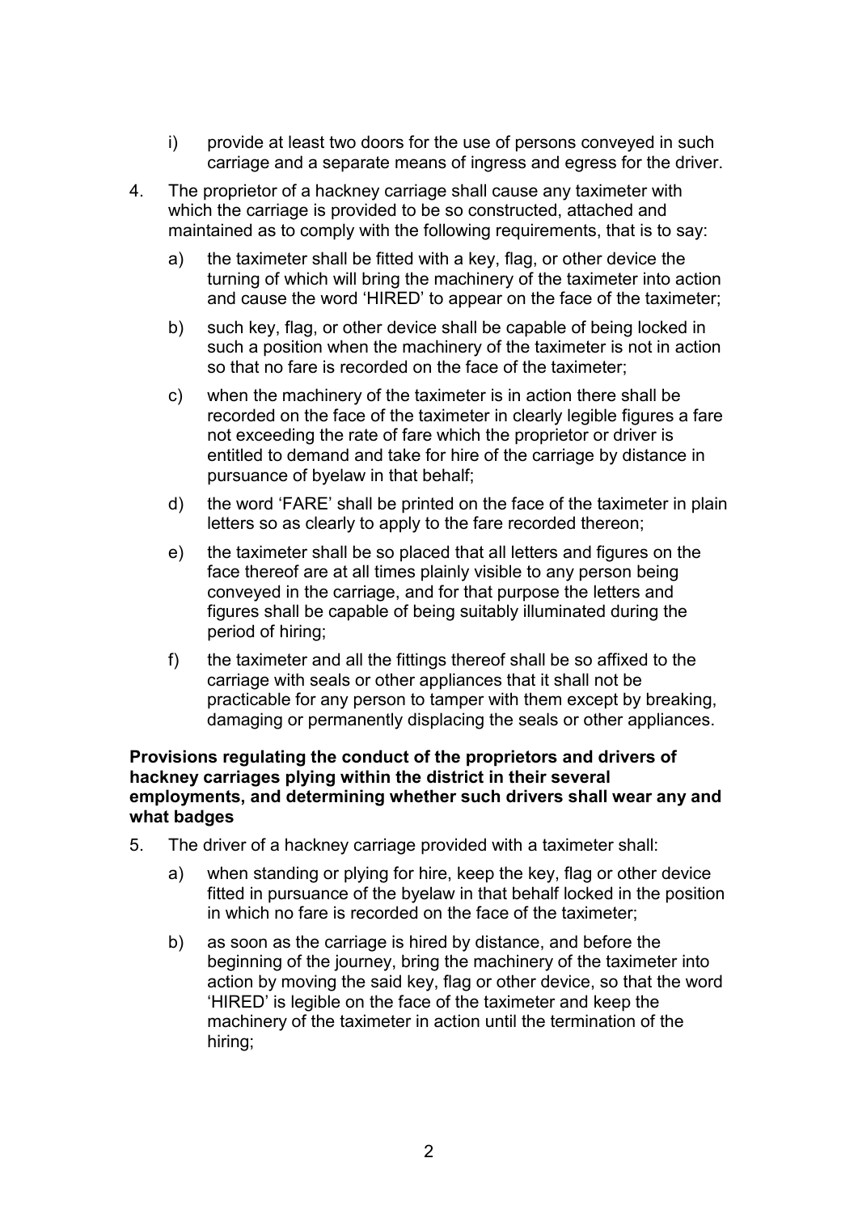i) provide at least two doors for the use of persons conveyed in such carriage and a separate means of ingress and egress for the driver.

4. The proprietor of a hackney carriage shall cause any taximeter with which the carriage is provided to be so constructed, attached and maintained as to comply with the following requirements, that is to say:

   a) the taximeter shall be fitted with a key, flag, or other device the turning of which will bring the machinery of the taximeter into action and cause the word 'HIRED' to appear on the face of the taximeter;

   b) such key, flag, or other device shall be capable of being locked in such a position when the machinery of the taximeter is not in action so that no fare is recorded on the face of the taximeter;

   c) when the machinery of the taximeter is in action there shall be recorded on the face of the taximeter in clearly legible figures a fare not exceeding the rate of fare which the proprietor or driver is entitled to demand and take for hire of the carriage by distance in pursuance of byelaw in that behalf;

   d) the word 'FARE' shall be printed on the face of the taximeter in plain letters so as clearly to apply to the fare recorded thereon;

   e) the taximeter shall be so placed that all letters and figures on the face thereof are at all times plainly visible to any person being conveyed in the carriage, and for that purpose the letters and figures shall be capable of being suitably illuminated during the period of hiring;

   f) the taximeter and all the fittings thereof shall be so affixed to the carriage with seals or other appliances that it shall not be practicable for any person to tamper with them except by breaking, damaging or permanently displacing the seals or other appliances.

**Provisions regulating the conduct of the proprietors and drivers of hackney carriages plying within the district in their several employments, and determining whether such drivers shall wear any and what badges**

5. The driver of a hackney carriage provided with a taximeter shall:

   a) when standing or plying for hire, keep the key, flag or other device fitted in pursuance of the byelaw in that behalf locked in the position in which no fare is recorded on the face of the taximeter;

   b) as soon as the carriage is hired by distance, and before the beginning of the journey, bring the machinery of the taximeter into action by moving the said key, flag or other device, so that the word 'HIRED' is legible on the face of the taximeter and keep the machinery of the taximeter in action until the termination of the hiring;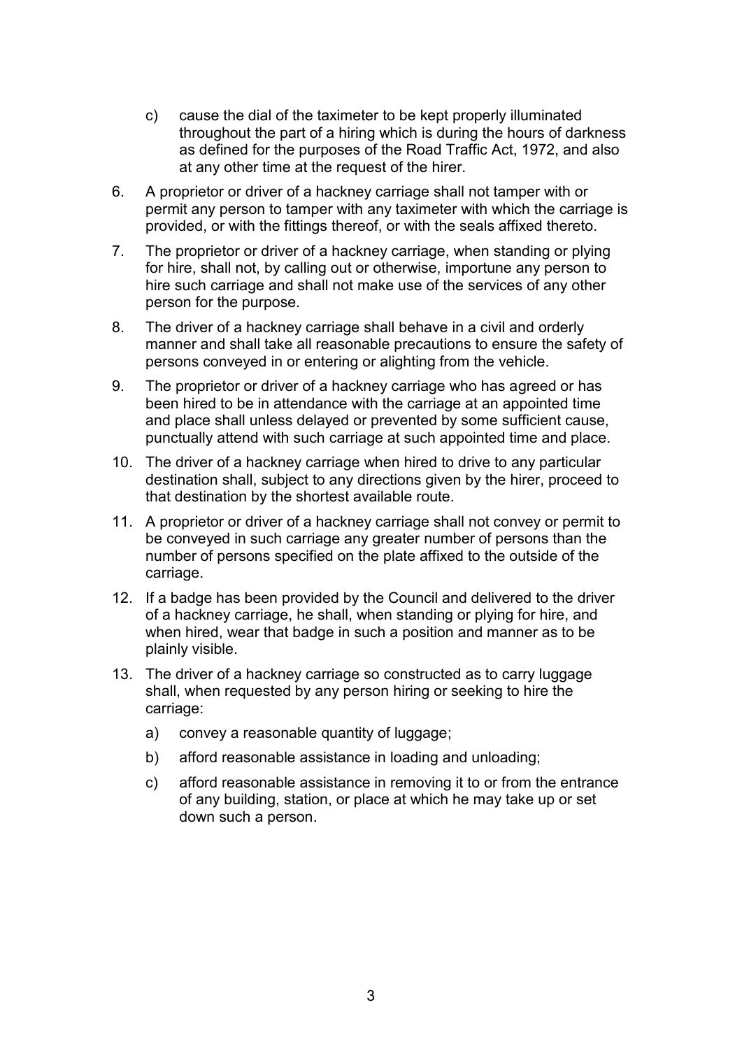c) cause the dial of the taximeter to be kept properly illuminated throughout the part of a hiring which is during the hours of darkness as defined for the purposes of the Road Traffic Act, 1972, and also at any other time at the request of the hirer.

6. A proprietor or driver of a hackney carriage shall not tamper with or permit any person to tamper with any taximeter with which the carriage is provided, or with the fittings thereof, or with the seals affixed thereto.

7. The proprietor or driver of a hackney carriage, when standing or plying for hire, shall not, by calling out or otherwise, importune any person to hire such carriage and shall not make use of the services of any other person for the purpose.

8. The driver of a hackney carriage shall behave in a civil and orderly manner and shall take all reasonable precautions to ensure the safety of persons conveyed in or entering or alighting from the vehicle.

9. The proprietor or driver of a hackney carriage who has agreed or has been hired to be in attendance with the carriage at an appointed time and place shall unless delayed or prevented by some sufficient cause, punctually attend with such carriage at such appointed time and place.

10. The driver of a hackney carriage when hired to drive to any particular destination shall, subject to any directions given by the hirer, proceed to that destination by the shortest available route.

11. A proprietor or driver of a hackney carriage shall not convey or permit to be conveyed in such carriage any greater number of persons than the number of persons specified on the plate affixed to the outside of the carriage.

12. If a badge has been provided by the Council and delivered to the driver of a hackney carriage, he shall, when standing or plying for hire, and when hired, wear that badge in such a position and manner as to be plainly visible.

13. The driver of a hackney carriage so constructed as to carry luggage shall, when requested by any person hiring or seeking to hire the carriage:

    a) convey a reasonable quantity of luggage;

    b) afford reasonable assistance in loading and unloading;

    c) afford reasonable assistance in removing it to or from the entrance of any building, station, or place at which he may take up or set down such a person.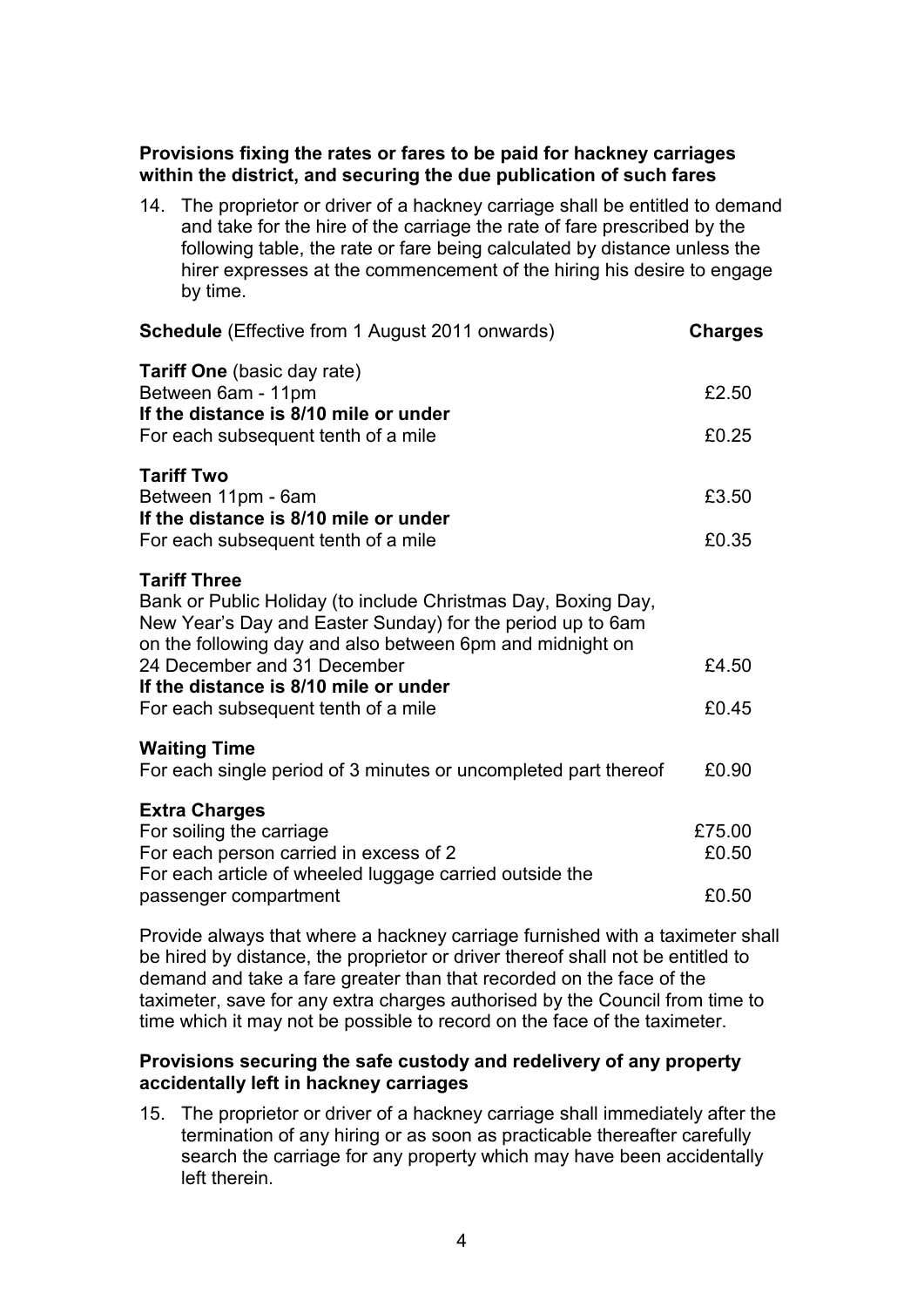**Provisions fixing the rates or fares to be paid for hackney carriages within the district, and securing the due publication of such fares**

14. The proprietor or driver of a hackney carriage shall be entitled to demand and take for the hire of the carriage the rate of fare prescribed by the following table, the rate or fare being calculated by distance unless the hirer expresses at the commencement of the hiring his desire to engage by time.

| **Schedule** (Effective from 1 August 2011 onwards) | **Charges** |
|---|---|
| **Tariff One** (basic day rate)<br>Between 6am - 11pm<br>**If the distance is 8/10 mile or under** | £2.50 |
| For each subsequent tenth of a mile | £0.25 |
| **Tariff Two**<br>Between 11pm - 6am<br>**If the distance is 8/10 mile or under** | £3.50 |
| For each subsequent tenth of a mile | £0.35 |
| **Tariff Three**<br>Bank or Public Holiday (to include Christmas Day, Boxing Day, New Year's Day and Easter Sunday) for the period up to 6am on the following day and also between 6pm and midnight on 24 December and 31 December<br>**If the distance is 8/10 mile or under** | £4.50 |
| For each subsequent tenth of a mile | £0.45 |
| **Waiting Time**<br>For each single period of 3 minutes or uncompleted part thereof | £0.90 |
| **Extra Charges**<br>For soiling the carriage | £75.00 |
| For each person carried in excess of 2 | £0.50 |
| For each article of wheeled luggage carried outside the passenger compartment | £0.50 |

Provide always that where a hackney carriage furnished with a taximeter shall be hired by distance, the proprietor or driver thereof shall not be entitled to demand and take a fare greater than that recorded on the face of the taximeter, save for any extra charges authorised by the Council from time to time which it may not be possible to record on the face of the taximeter.

**Provisions securing the safe custody and redelivery of any property accidentally left in hackney carriages**

15. The proprietor or driver of a hackney carriage shall immediately after the termination of any hiring or as soon as practicable thereafter carefully search the carriage for any property which may have been accidentally left therein.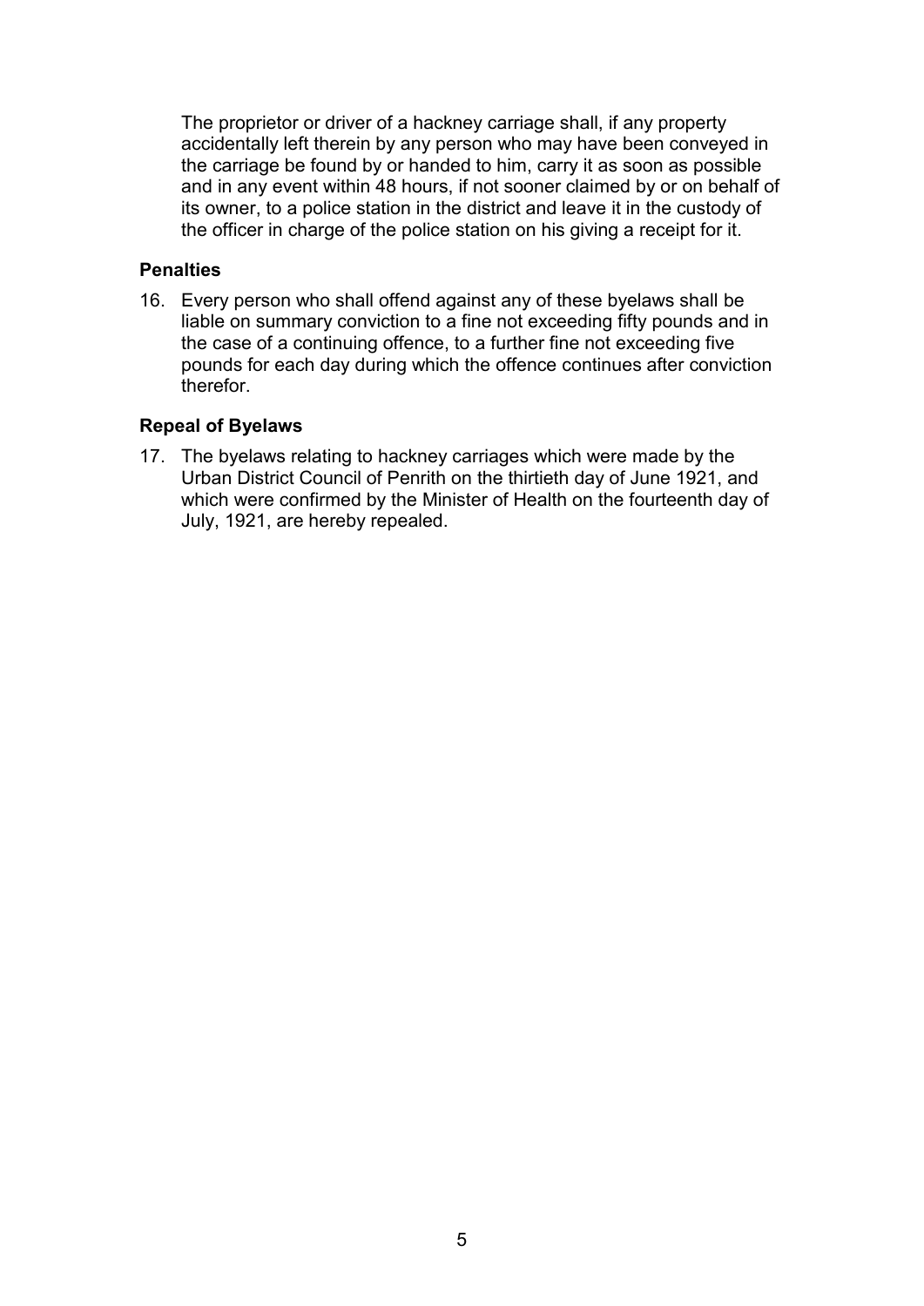The proprietor or driver of a hackney carriage shall, if any property accidentally left therein by any person who may have been conveyed in the carriage be found by or handed to him, carry it as soon as possible and in any event within 48 hours, if not sooner claimed by or on behalf of its owner, to a police station in the district and leave it in the custody of the officer in charge of the police station on his giving a receipt for it.

### Penalties

16. Every person who shall offend against any of these byelaws shall be liable on summary conviction to a fine not exceeding fifty pounds and in the case of a continuing offence, to a further fine not exceeding five pounds for each day during which the offence continues after conviction therefor.

### Repeal of Byelaws

17. The byelaws relating to hackney carriages which were made by the Urban District Council of Penrith on the thirtieth day of June 1921, and which were confirmed by the Minister of Health on the fourteenth day of July, 1921, are hereby repealed.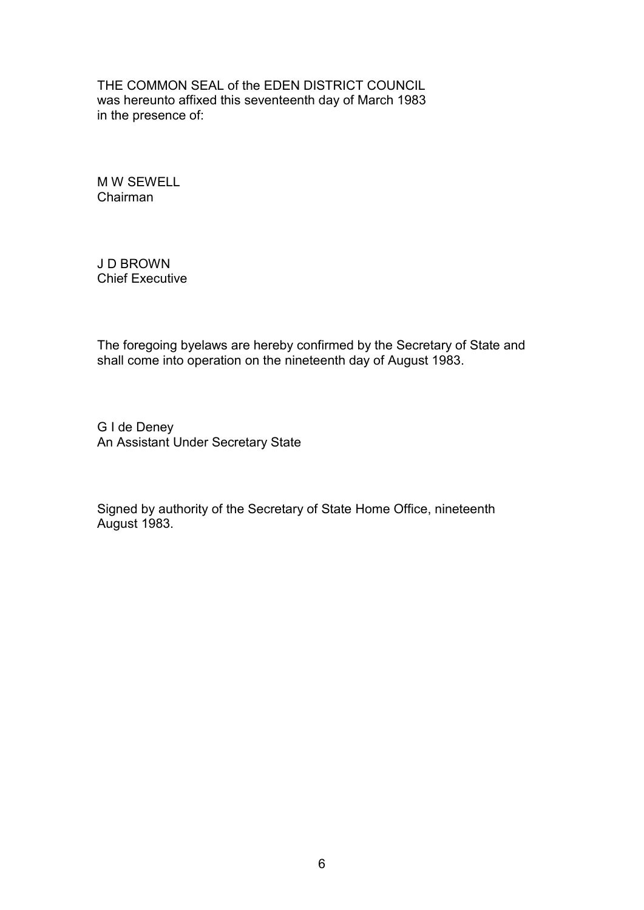THE COMMON SEAL of the EDEN DISTRICT COUNCIL
was hereunto affixed this seventeenth day of March 1983
in the presence of:

M W SEWELL
Chairman

J D BROWN
Chief Executive

The foregoing byelaws are hereby confirmed by the Secretary of State and shall come into operation on the nineteenth day of August 1983.

G I de Deney
An Assistant Under Secretary State

Signed by authority of the Secretary of State Home Office, nineteenth August 1983.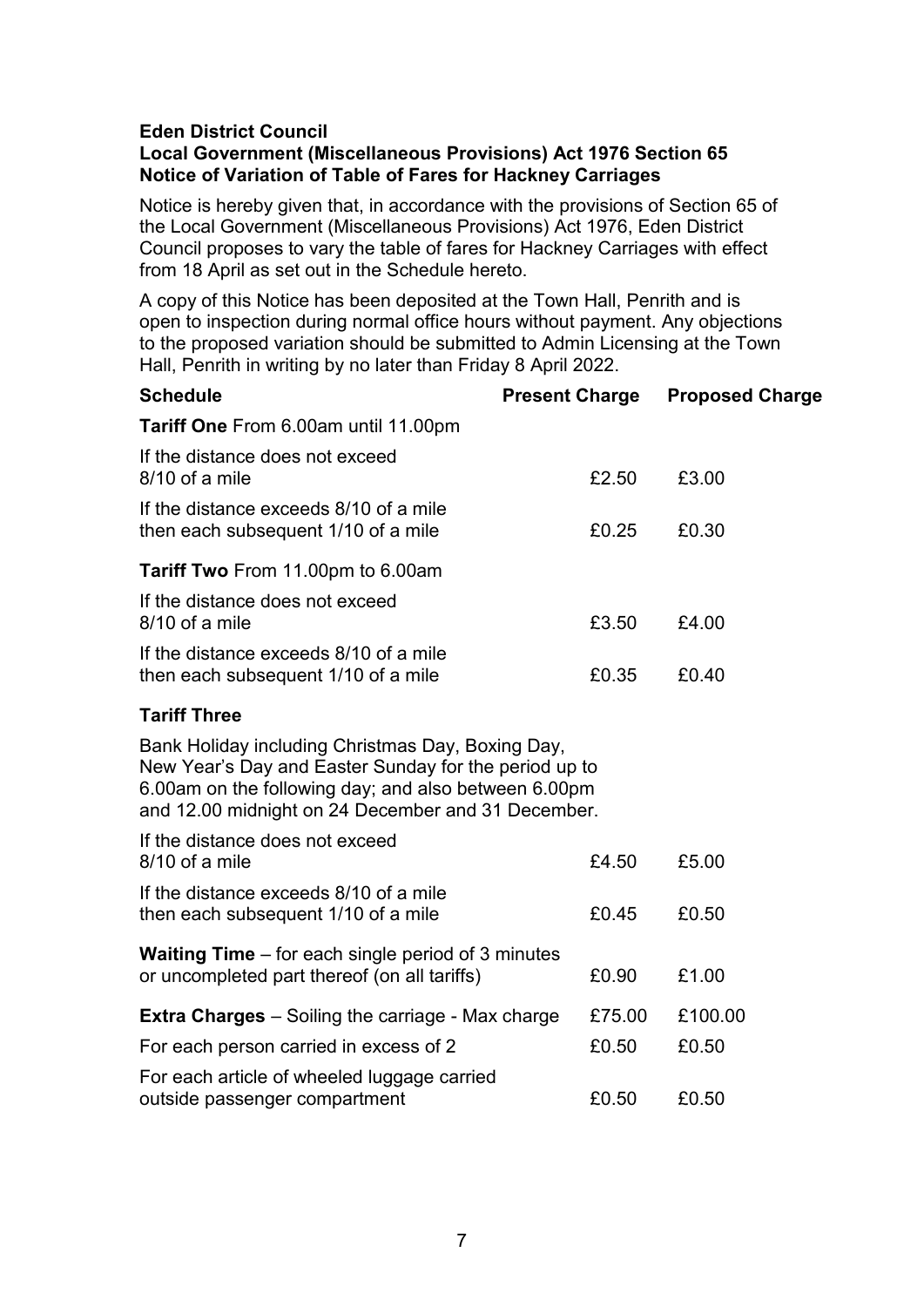**Eden District Council**
**Local Government (Miscellaneous Provisions) Act 1976 Section 65**
**Notice of Variation of Table of Fares for Hackney Carriages**

Notice is hereby given that, in accordance with the provisions of Section 65 of the Local Government (Miscellaneous Provisions) Act 1976, Eden District Council proposes to vary the table of fares for Hackney Carriages with effect from 18 April as set out in the Schedule hereto.

A copy of this Notice has been deposited at the Town Hall, Penrith and is open to inspection during normal office hours without payment. Any objections to the proposed variation should be submitted to Admin Licensing at the Town Hall, Penrith in writing by no later than Friday 8 April 2022.

| **Schedule** | **Present Charge** | **Proposed Charge** |
|---|---|---|
| **Tariff One** From 6.00am until 11.00pm | | |
| If the distance does not exceed 8/10 of a mile | £2.50 | £3.00 |
| If the distance exceeds 8/10 of a mile then each subsequent 1/10 of a mile | £0.25 | £0.30 |
| **Tariff Two** From 11.00pm to 6.00am | | |
| If the distance does not exceed 8/10 of a mile | £3.50 | £4.00 |
| If the distance exceeds 8/10 of a mile then each subsequent 1/10 of a mile | £0.35 | £0.40 |
| **Tariff Three** | | |
| Bank Holiday including Christmas Day, Boxing Day, New Year's Day and Easter Sunday for the period up to 6.00am on the following day; and also between 6.00pm and 12.00 midnight on 24 December and 31 December. | | |
| If the distance does not exceed 8/10 of a mile | £4.50 | £5.00 |
| If the distance exceeds 8/10 of a mile then each subsequent 1/10 of a mile | £0.45 | £0.50 |
| **Waiting Time** – for each single period of 3 minutes or uncompleted part thereof (on all tariffs) | £0.90 | £1.00 |
| **Extra Charges** – Soiling the carriage - Max charge | £75.00 | £100.00 |
| For each person carried in excess of 2 | £0.50 | £0.50 |
| For each article of wheeled luggage carried outside passenger compartment | £0.50 | £0.50 |